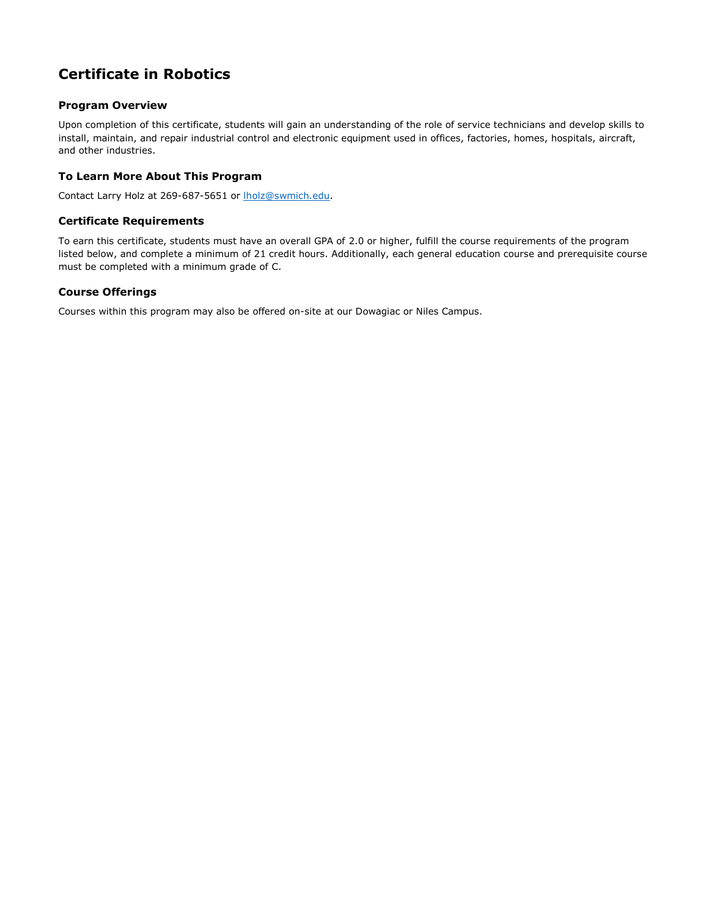# Certificate in Robotics

### Program Overview

Upon completion of this certificate, students will gain an understanding of the role of service technicians and develop skills to install, maintain, and repair industrial control and electronic equipment used in offices, factories, homes, hospitals, aircraft, and other industries.

### To Learn More About This Program

Contact Larry Holz at 269-687-5651 or lholz@swmich.edu.

### Certificate Requirements

To earn this certificate, students must have an overall GPA of 2.0 or higher, fulfill the course requirements of the program listed below, and complete a minimum of 21 credit hours. Additionally, each general education course and prerequisite course must be completed with a minimum grade of C.

### Course Offerings

Courses within this program may also be offered on-site at our Dowagiac or Niles Campus.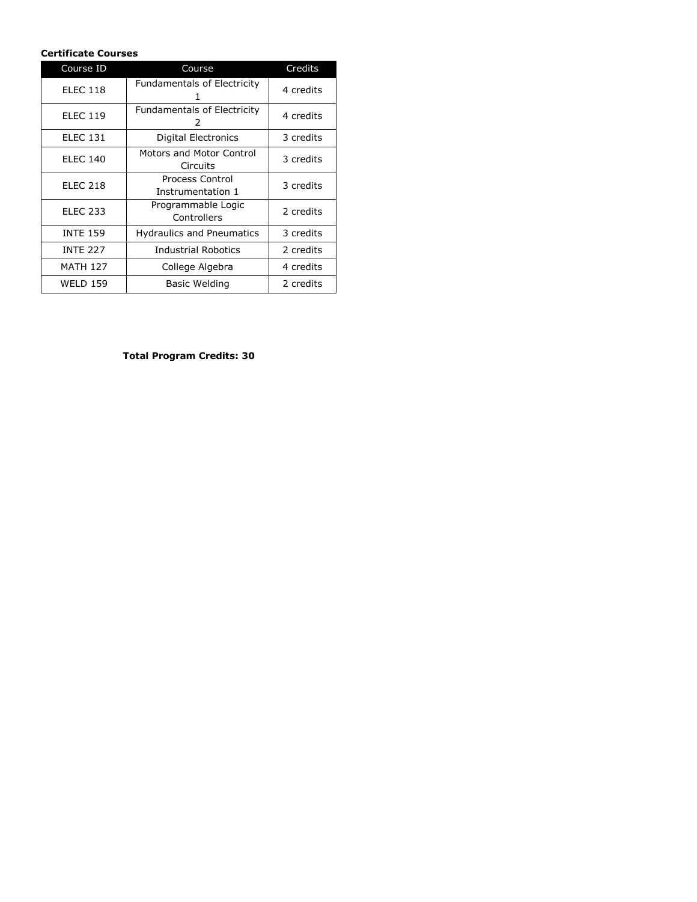**Certificate Courses**

| Course ID | Course | Credits |
| --- | --- | --- |
| ELEC 118 | Fundamentals of Electricity 1 | 4 credits |
| ELEC 119 | Fundamentals of Electricity 2 | 4 credits |
| ELEC 131 | Digital Electronics | 3 credits |
| ELEC 140 | Motors and Motor Control Circuits | 3 credits |
| ELEC 218 | Process Control Instrumentation 1 | 3 credits |
| ELEC 233 | Programmable Logic Controllers | 2 credits |
| INTE 159 | Hydraulics and Pneumatics | 3 credits |
| INTE 227 | Industrial Robotics | 2 credits |
| MATH 127 | College Algebra | 4 credits |
| WELD 159 | Basic Welding | 2 credits |

**Total Program Credits: 30**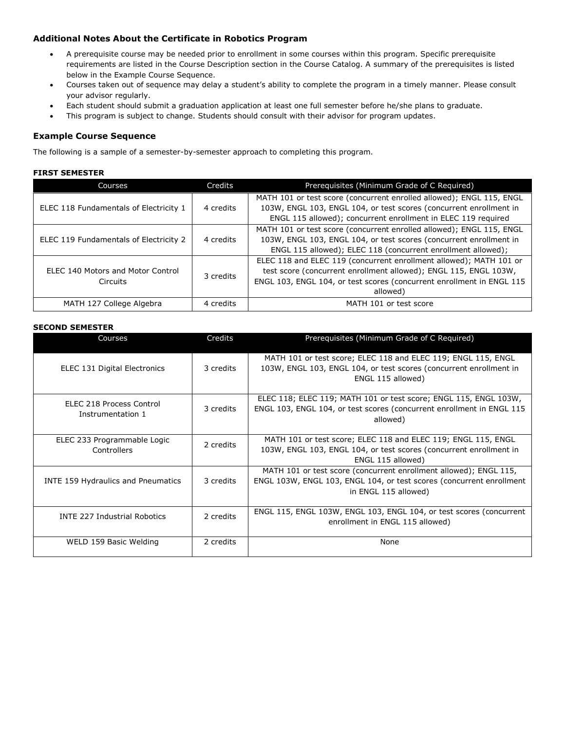### Additional Notes About the Certificate in Robotics Program

- A prerequisite course may be needed prior to enrollment in some courses within this program. Specific prerequisite requirements are listed in the Course Description section in the Course Catalog. A summary of the prerequisites is listed below in the Example Course Sequence.
- Courses taken out of sequence may delay a student's ability to complete the program in a timely manner. Please consult your advisor regularly.
- Each student should submit a graduation application at least one full semester before he/she plans to graduate.
- This program is subject to change. Students should consult with their advisor for program updates.

### Example Course Sequence

The following is a sample of a semester-by-semester approach to completing this program.

**FIRST SEMESTER**

| Courses | Credits | Prerequisites (Minimum Grade of C Required) |
|---|---|---|
| ELEC 118 Fundamentals of Electricity 1 | 4 credits | MATH 101 or test score (concurrent enrolled allowed); ENGL 115, ENGL 103W, ENGL 103, ENGL 104, or test scores (concurrent enrollment in ENGL 115 allowed); concurrent enrollment in ELEC 119 required |
| ELEC 119 Fundamentals of Electricity 2 | 4 credits | MATH 101 or test score (concurrent enrolled allowed); ENGL 115, ENGL 103W, ENGL 103, ENGL 104, or test scores (concurrent enrollment in ENGL 115 allowed); ELEC 118 (concurrent enrollment allowed); |
| ELEC 140 Motors and Motor Control Circuits | 3 credits | ELEC 118 and ELEC 119 (concurrent enrollment allowed); MATH 101 or test score (concurrent enrollment allowed); ENGL 115, ENGL 103W, ENGL 103, ENGL 104, or test scores (concurrent enrollment in ENGL 115 allowed) |
| MATH 127 College Algebra | 4 credits | MATH 101 or test score |

**SECOND SEMESTER**

| Courses | Credits | Prerequisites (Minimum Grade of C Required) |
|---|---|---|
| ELEC 131 Digital Electronics | 3 credits | MATH 101 or test score; ELEC 118 and ELEC 119; ENGL 115, ENGL 103W, ENGL 103, ENGL 104, or test scores (concurrent enrollment in ENGL 115 allowed) |
| ELEC 218 Process Control Instrumentation 1 | 3 credits | ELEC 118; ELEC 119; MATH 101 or test score; ENGL 115, ENGL 103W, ENGL 103, ENGL 104, or test scores (concurrent enrollment in ENGL 115 allowed) |
| ELEC 233 Programmable Logic Controllers | 2 credits | MATH 101 or test score; ELEC 118 and ELEC 119; ENGL 115, ENGL 103W, ENGL 103, ENGL 104, or test scores (concurrent enrollment in ENGL 115 allowed) |
| INTE 159 Hydraulics and Pneumatics | 3 credits | MATH 101 or test score (concurrent enrollment allowed); ENGL 115, ENGL 103W, ENGL 103, ENGL 104, or test scores (concurrent enrollment in ENGL 115 allowed) |
| INTE 227 Industrial Robotics | 2 credits | ENGL 115, ENGL 103W, ENGL 103, ENGL 104, or test scores (concurrent enrollment in ENGL 115 allowed) |
| WELD 159 Basic Welding | 2 credits | None |